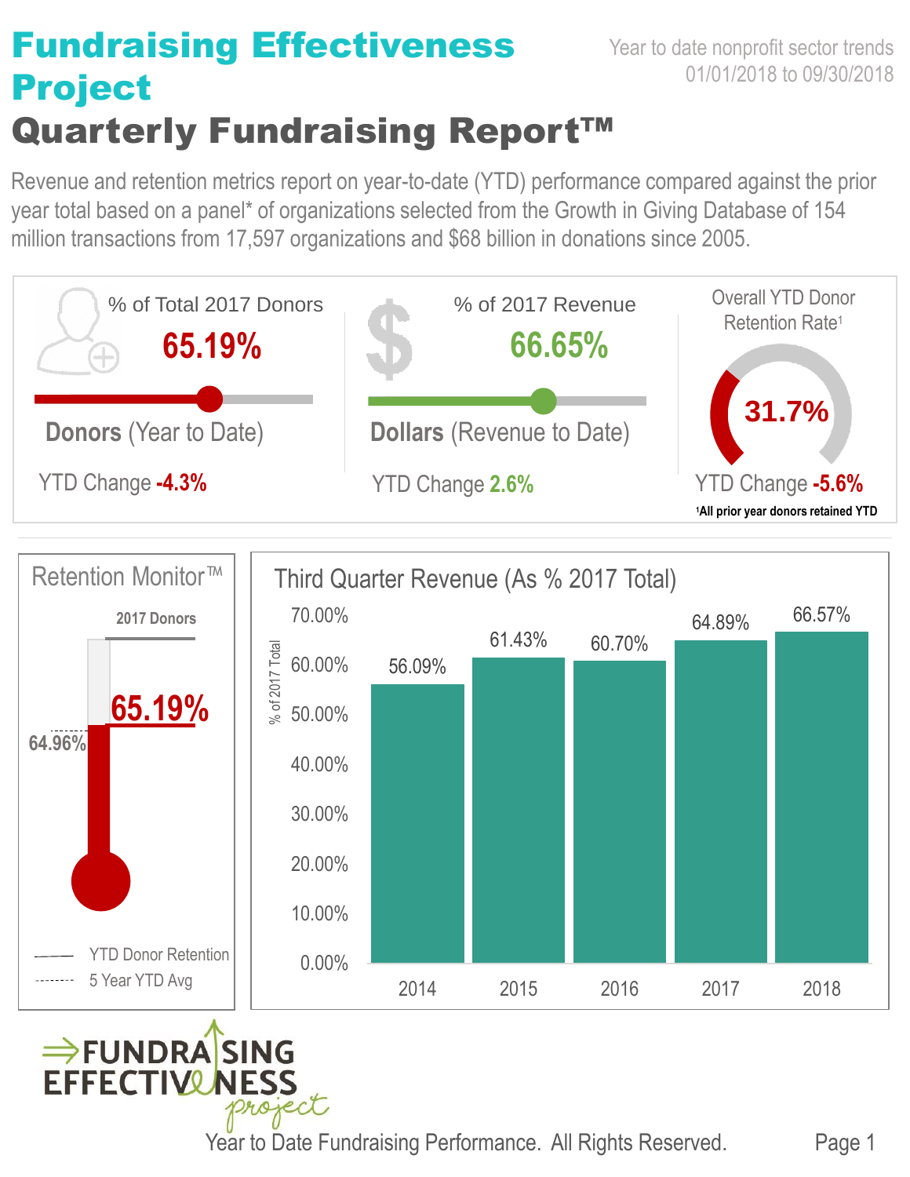# Fundraising Effectiveness Project

# Quarterly Fundraising Report™

Year to date nonprofit sector trends
01/01/2018 to 09/30/2018

Revenue and retention metrics report on year-to-date (YTD) performance compared against the prior year total based on a panel* of organizations selected from the Growth in Giving Database of 154 million transactions from 17,597 organizations and $68 billion in donations since 2005.

## % of Total 2017 Donors

**65.19%**

**Donors** (Year to Date)

YTD Change **-4.3%**

## % of 2017 Revenue

**66.65%**

**Dollars** (Revenue to Date)

YTD Change **2.6%**

## Overall YTD Donor Retention Rate[1]

**31.7%**

YTD Change **-5.6%**

[1]All prior year donors retained YTD

## Retention Monitor™

2017 Donors

65.19%

64.96%

- YTD Donor Retention
- 5 Year YTD Avg

## Third Quarter Revenue (As % 2017 Total)

| Year | % of 2017 Total |
|---|---|
| 2014 | 56.09% |
| 2015 | 61.43% |
| 2016 | 60.70% |
| 2017 | 64.89% |
| 2018 | 66.57% |

Year to Date Fundraising Performance. All Rights Reserved.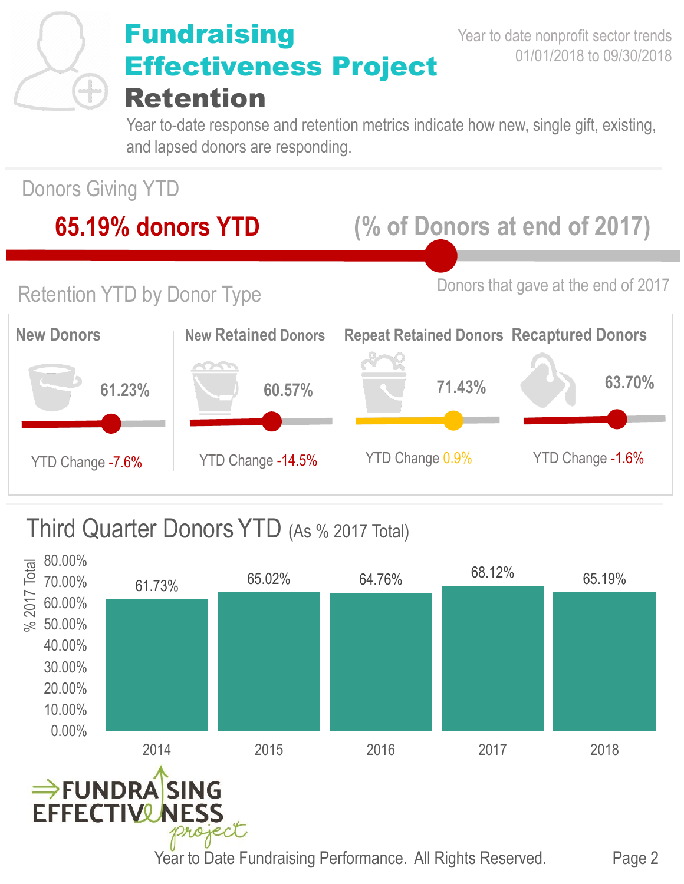# Fundraising Effectiveness Project
# Retention

Year to date nonprofit sector trends
01/01/2018 to 09/30/2018

Year to-date response and retention metrics indicate how new, single gift, existing, and lapsed donors are responding.

## Donors Giving YTD

**65.19% donors YTD** (% of Donors at end of 2017)

Donors that gave at the end of 2017

## Retention YTD by Donor Type

| New Donors | New Retained Donors | Repeat Retained Donors | Recaptured Donors |
|---|---|---|---|
| 61.23% | 60.57% | 71.43% | 63.70% |
| YTD Change -7.6% | YTD Change -14.5% | YTD Change 0.9% | YTD Change -1.6% |

## Third Quarter Donors YTD (As % 2017 Total)

| Year | % 2017 Total |
|---|---|
| 2014 | 61.73% |
| 2015 | 65.02% |
| 2016 | 64.76% |
| 2017 | 68.12% |
| 2018 | 65.19% |

FUNDRAISING EFFECTIVENESS project

Year to Date Fundraising Performance. All Rights Reserved.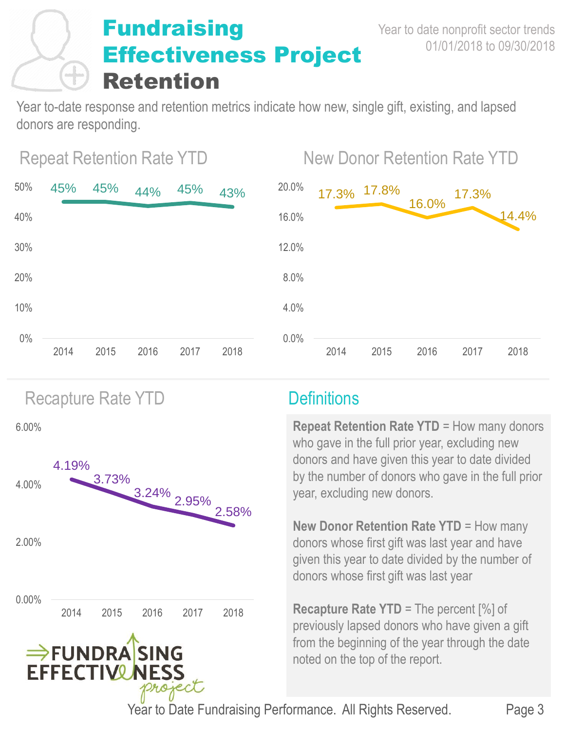# Fundraising Effectiveness Project

## Retention

Year to date nonprofit sector trends
01/01/2018 to 09/30/2018

Year to-date response and retention metrics indicate how new, single gift, existing, and lapsed donors are responding.

### Repeat Retention Rate YTD

| Year | Rate |
|---|---|
| 2014 | 45% |
| 2015 | 45% |
| 2016 | 44% |
| 2017 | 45% |
| 2018 | 43% |

### New Donor Retention Rate YTD

| Year | Rate |
|---|---|
| 2014 | 17.3% |
| 2015 | 17.8% |
| 2016 | 16.0% |
| 2017 | 17.3% |
| 2018 | 14.4% |

### Recapture Rate YTD

| Year | Rate |
|---|---|
| 2014 | 4.19% |
| 2015 | 3.73% |
| 2016 | 3.24% |
| 2017 | 2.95% |
| 2018 | 2.58% |

### Definitions

**Repeat Retention Rate YTD** = How many donors who gave in the full prior year, excluding new donors and have given this year to date divided by the number of donors who gave in the full prior year, excluding new donors.

**New Donor Retention Rate YTD** = How many donors whose first gift was last year and have given this year to date divided by the number of donors whose first gift was last year

**Recapture Rate YTD** = The percent [%] of previously lapsed donors who have given a gift from the beginning of the year through the date noted on the top of the report.

Year to Date Fundraising Performance. All Rights Reserved.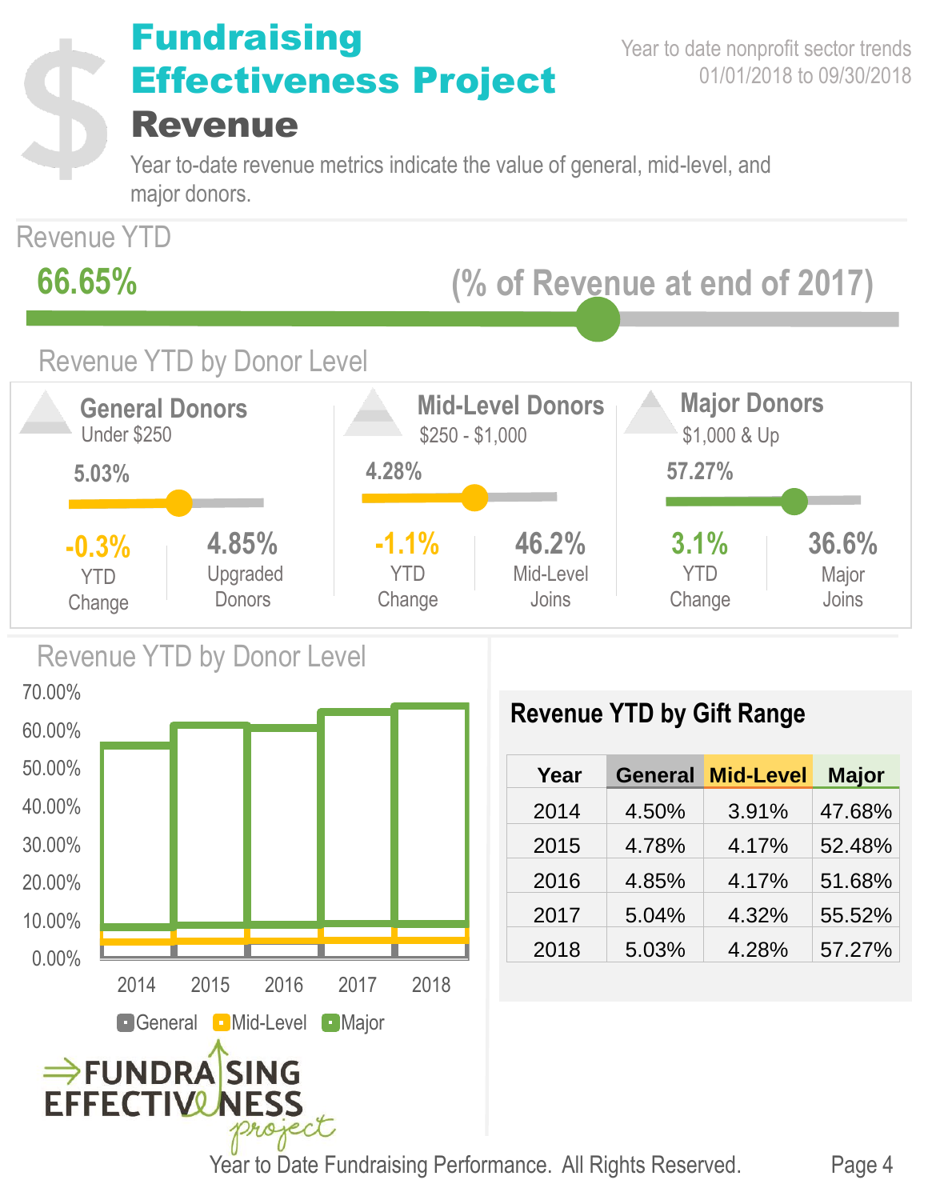# Fundraising Effectiveness Project

## Revenue

Year to date nonprofit sector trends
01/01/2018 to 09/30/2018

Year to-date revenue metrics indicate the value of general, mid-level, and major donors.

## Revenue YTD

**66.65%** (% of Revenue at end of 2017)

## Revenue YTD by Donor Level

### General Donors
Under $250

5.03%

**-0.3%** YTD Change

**4.85%** Upgraded Donors

### Mid-Level Donors
$250 - $1,000

4.28%

**-1.1%** YTD Change

**46.2%** Mid-Level Joins

### Major Donors
$1,000 & Up

57.27%

**3.1%** YTD Change

**36.6%** Major Joins

## Revenue YTD by Donor Level

70.00%
60.00%
50.00%
40.00%
30.00%
20.00%
10.00%
0.00%

2014 2015 2016 2017 2018

General Mid-Level Major

## Revenue YTD by Gift Range

| Year | General | Mid-Level | Major |
|---|---|---|---|
| 2014 | 4.50% | 3.91% | 47.68% |
| 2015 | 4.78% | 4.17% | 52.48% |
| 2016 | 4.85% | 4.17% | 51.68% |
| 2017 | 5.04% | 4.32% | 55.52% |
| 2018 | 5.03% | 4.28% | 57.27% |

FUNDRAISING EFFECTIVENESS project

Year to Date Fundraising Performance. All Rights Reserved.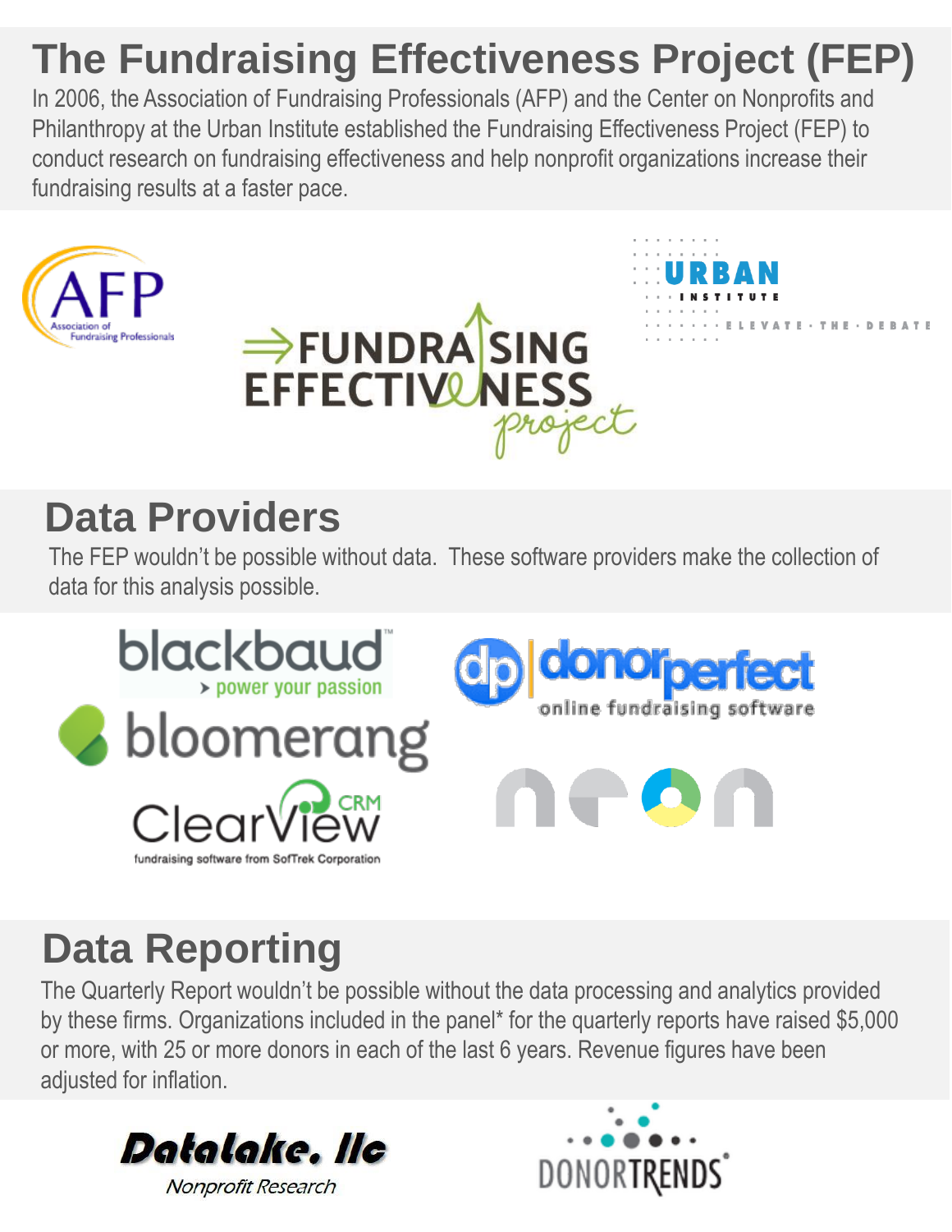# The Fundraising Effectiveness Project (FEP)

In 2006, the Association of Fundraising Professionals (AFP) and the Center on Nonprofits and Philanthropy at the Urban Institute established the Fundraising Effectiveness Project (FEP) to conduct research on fundraising effectiveness and help nonprofit organizations increase their fundraising results at a faster pace.

## Data Providers

The FEP wouldn't be possible without data. These software providers make the collection of data for this analysis possible.

## Data Reporting

The Quarterly Report wouldn't be possible without the data processing and analytics provided by these firms. Organizations included in the panel* for the quarterly reports have raised $5,000 or more, with 25 or more donors in each of the last 6 years. Revenue figures have been adjusted for inflation.